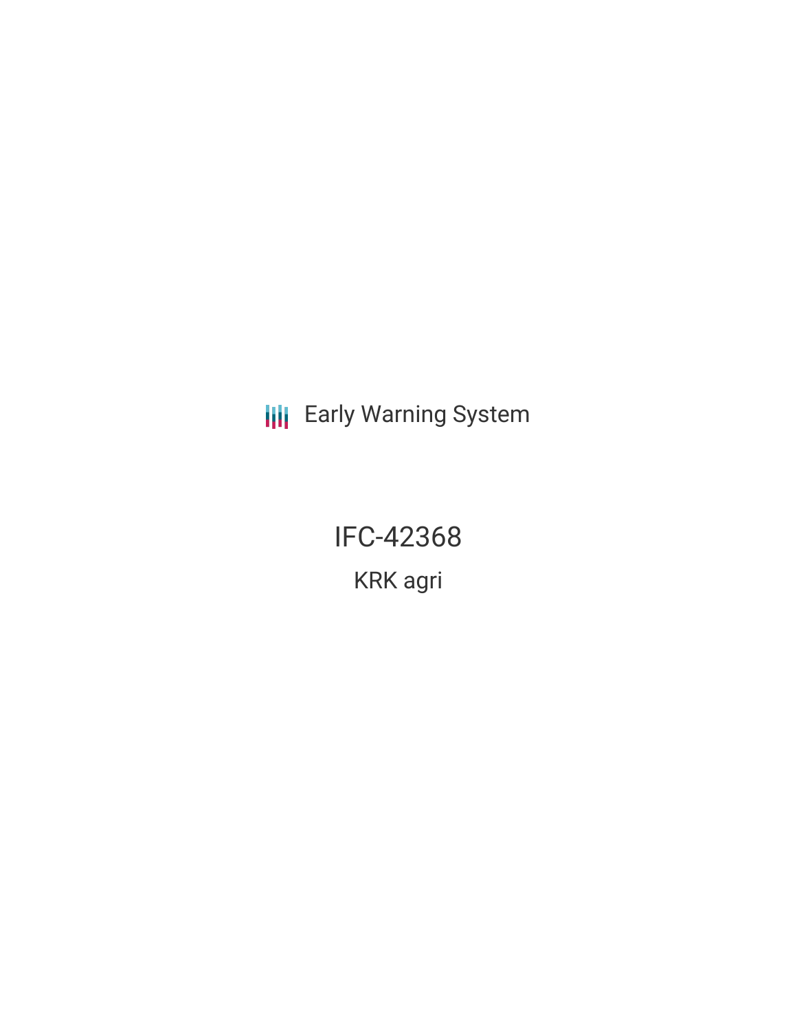Early Warning System

# IFC-42368

## KRK agri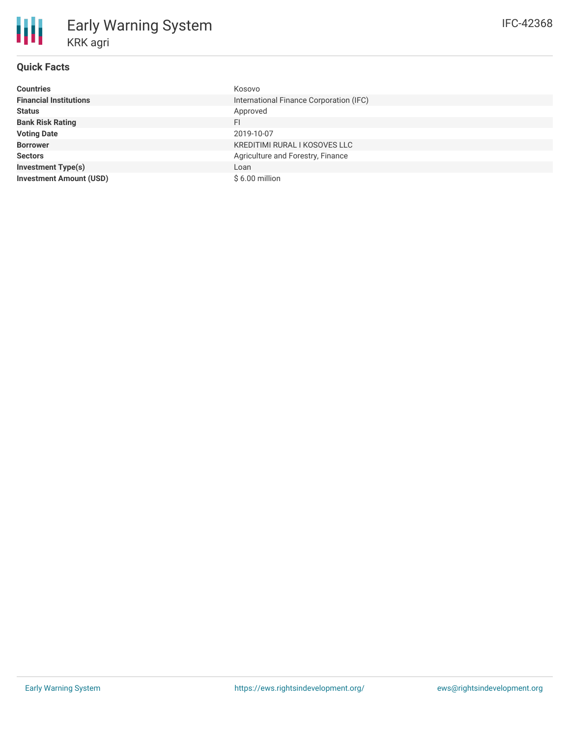# Early Warning System

## KRK agri

IFC-42368

### Quick Facts

| | |
|---|---|
| **Countries** | Kosovo |
| **Financial Institutions** | International Finance Corporation (IFC) |
| **Status** | Approved |
| **Bank Risk Rating** | FI |
| **Voting Date** | 2019-10-07 |
| **Borrower** | KREDITIMI RURAL I KOSOVES LLC |
| **Sectors** | Agriculture and Forestry, Finance |
| **Investment Type(s)** | Loan |
| **Investment Amount (USD)** | $ 6.00 million |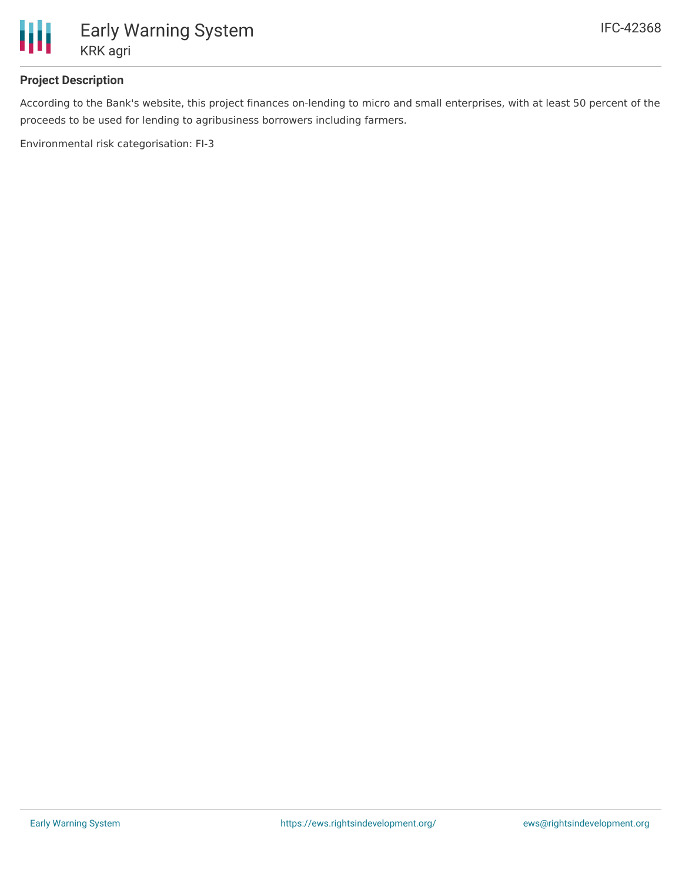**Project Description**

According to the Bank's website, this project finances on-lending to micro and small enterprises, with at least 50 percent of the proceeds to be used for lending to agribusiness borrowers including farmers.

Environmental risk categorisation: FI-3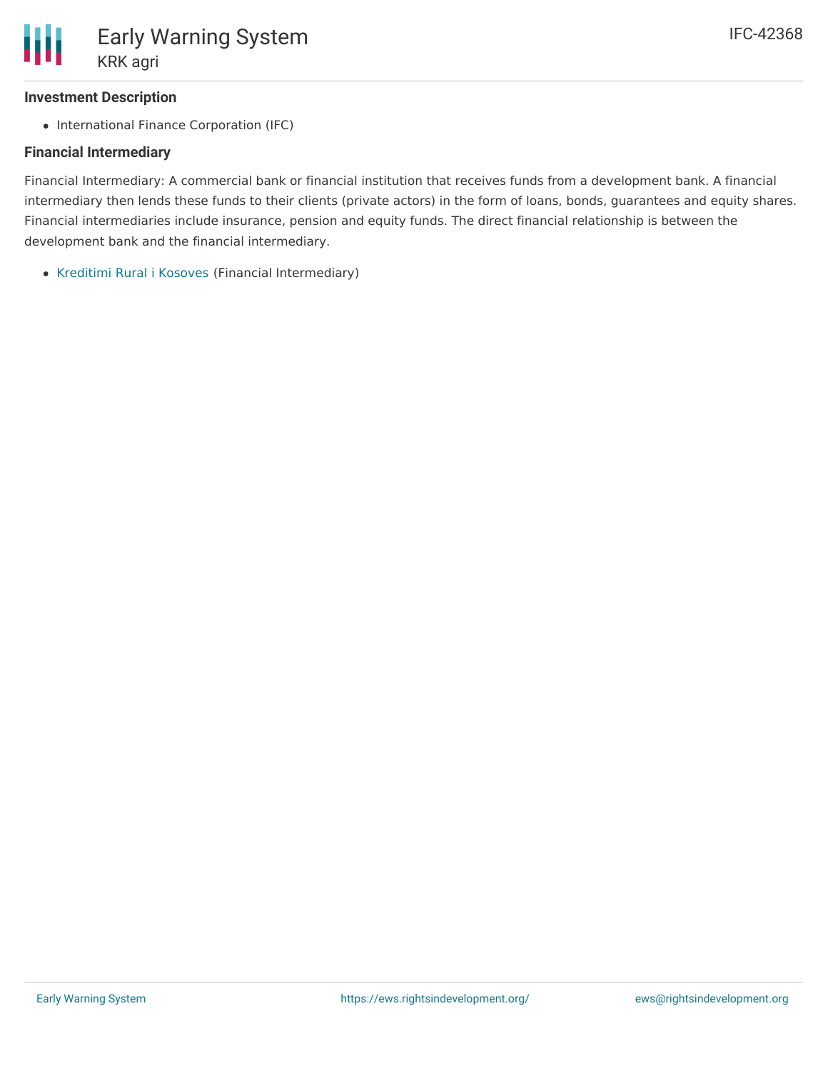### Investment Description

- International Finance Corporation (IFC)

### Financial Intermediary

Financial Intermediary: A commercial bank or financial institution that receives funds from a development bank. A financial intermediary then lends these funds to their clients (private actors) in the form of loans, bonds, guarantees and equity shares. Financial intermediaries include insurance, pension and equity funds. The direct financial relationship is between the development bank and the financial intermediary.

- Kreditimi Rural i Kosoves (Financial Intermediary)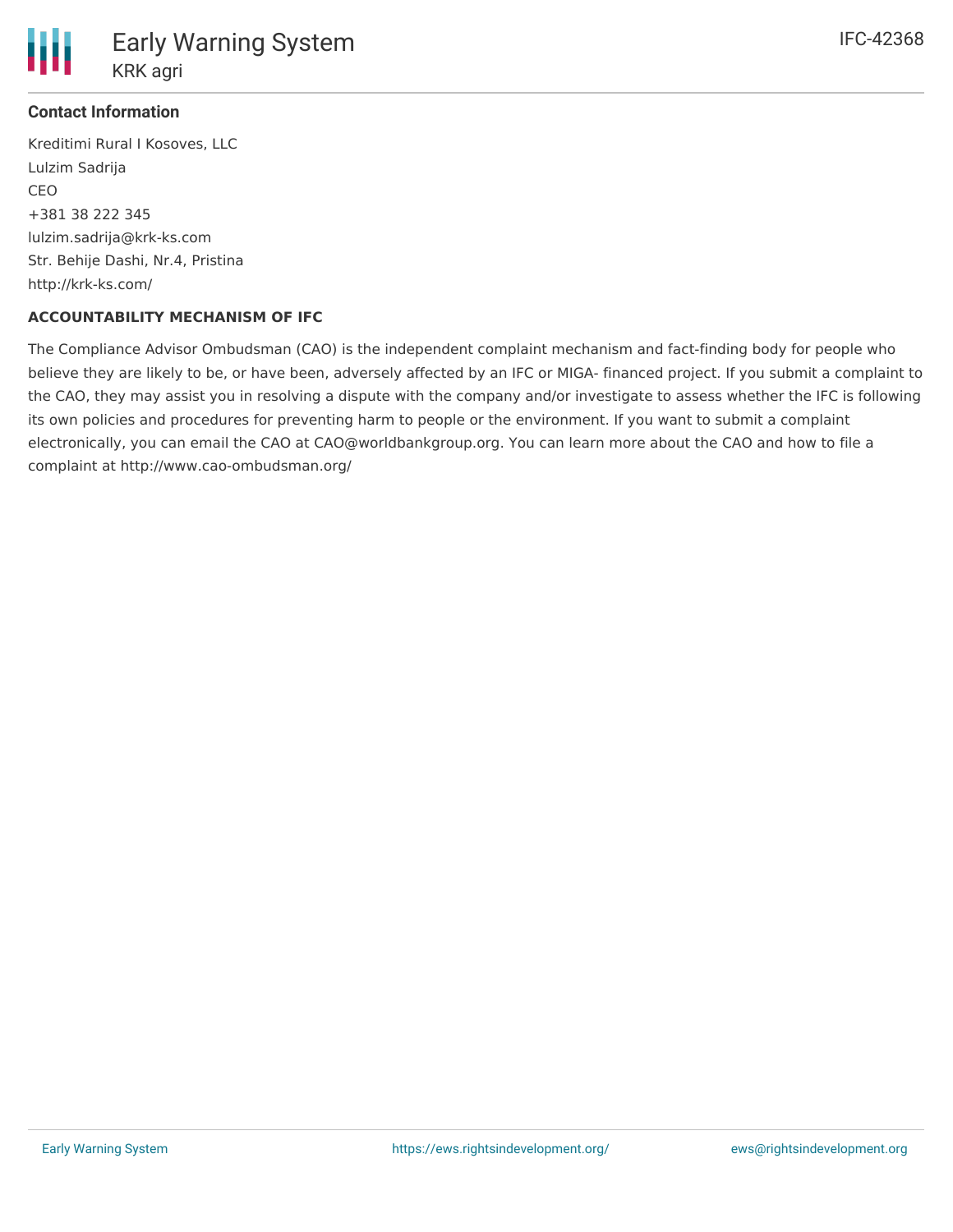### Contact Information

Kreditimi Rural I Kosoves, LLC
Lulzim Sadrija
CEO
+381 38 222 345
lulzim.sadrija@krk-ks.com
Str. Behije Dashi, Nr.4, Pristina
http://krk-ks.com/

**ACCOUNTABILITY MECHANISM OF IFC**

The Compliance Advisor Ombudsman (CAO) is the independent complaint mechanism and fact-finding body for people who believe they are likely to be, or have been, adversely affected by an IFC or MIGA- financed project. If you submit a complaint to the CAO, they may assist you in resolving a dispute with the company and/or investigate to assess whether the IFC is following its own policies and procedures for preventing harm to people or the environment. If you want to submit a complaint electronically, you can email the CAO at CAO@worldbankgroup.org. You can learn more about the CAO and how to file a complaint at http://www.cao-ombudsman.org/